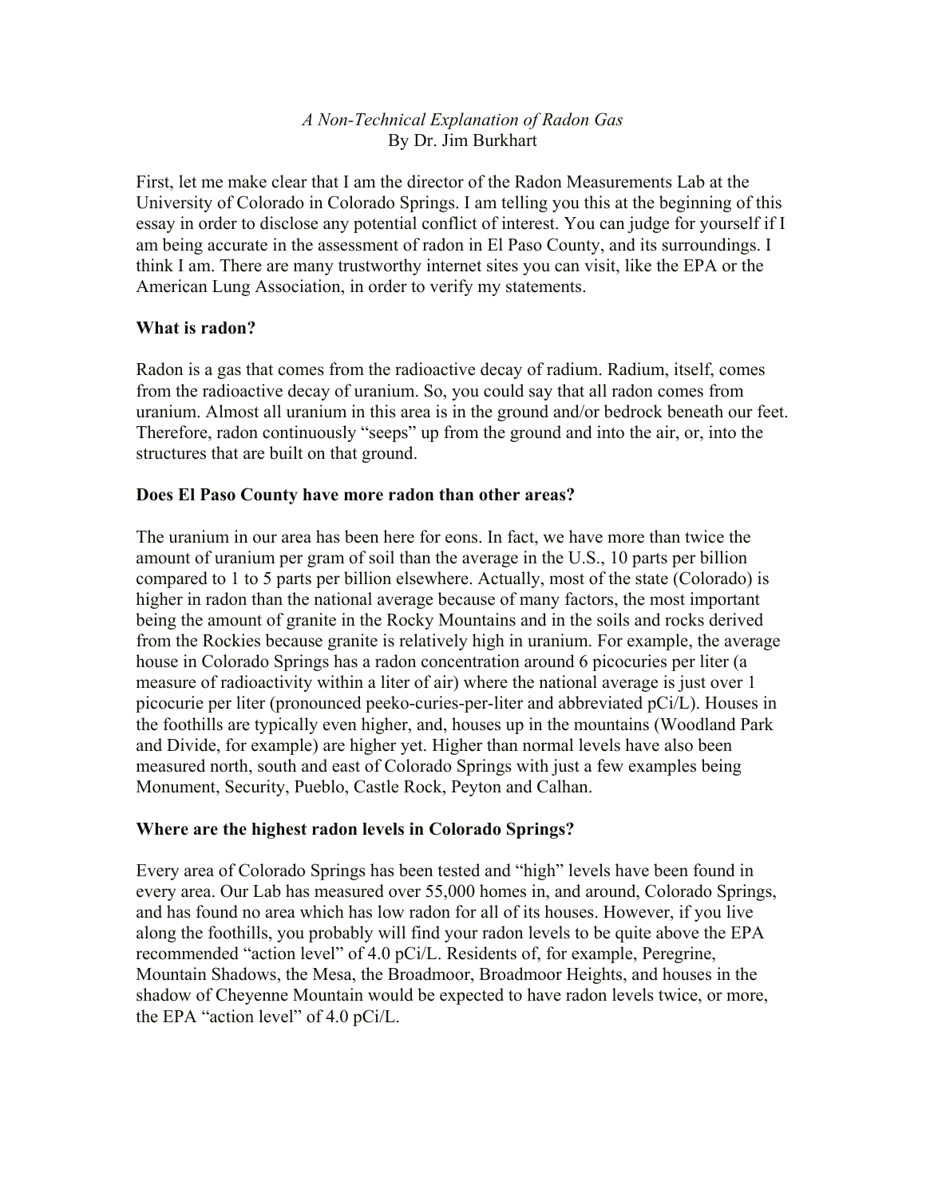*A Non-Technical Explanation of Radon Gas*
By Dr. Jim Burkhart

First, let me make clear that I am the director of the Radon Measurements Lab at the University of Colorado in Colorado Springs. I am telling you this at the beginning of this essay in order to disclose any potential conflict of interest. You can judge for yourself if I am being accurate in the assessment of radon in El Paso County, and its surroundings. I think I am. There are many trustworthy internet sites you can visit, like the EPA or the American Lung Association, in order to verify my statements.

**What is radon?**

Radon is a gas that comes from the radioactive decay of radium. Radium, itself, comes from the radioactive decay of uranium. So, you could say that all radon comes from uranium. Almost all uranium in this area is in the ground and/or bedrock beneath our feet. Therefore, radon continuously "seeps" up from the ground and into the air, or, into the structures that are built on that ground.

**Does El Paso County have more radon than other areas?**

The uranium in our area has been here for eons. In fact, we have more than twice the amount of uranium per gram of soil than the average in the U.S., 10 parts per billion compared to 1 to 5 parts per billion elsewhere. Actually, most of the state (Colorado) is higher in radon than the national average because of many factors, the most important being the amount of granite in the Rocky Mountains and in the soils and rocks derived from the Rockies because granite is relatively high in uranium. For example, the average house in Colorado Springs has a radon concentration around 6 picocuries per liter (a measure of radioactivity within a liter of air) where the national average is just over 1 picocurie per liter (pronounced peeko-curies-per-liter and abbreviated pCi/L). Houses in the foothills are typically even higher, and, houses up in the mountains (Woodland Park and Divide, for example) are higher yet. Higher than normal levels have also been measured north, south and east of Colorado Springs with just a few examples being Monument, Security, Pueblo, Castle Rock, Peyton and Calhan.

**Where are the highest radon levels in Colorado Springs?**

Every area of Colorado Springs has been tested and "high" levels have been found in every area. Our Lab has measured over 55,000 homes in, and around, Colorado Springs, and has found no area which has low radon for all of its houses. However, if you live along the foothills, you probably will find your radon levels to be quite above the EPA recommended "action level" of 4.0 pCi/L. Residents of, for example, Peregrine, Mountain Shadows, the Mesa, the Broadmoor, Broadmoor Heights, and houses in the shadow of Cheyenne Mountain would be expected to have radon levels twice, or more, the EPA "action level" of 4.0 pCi/L.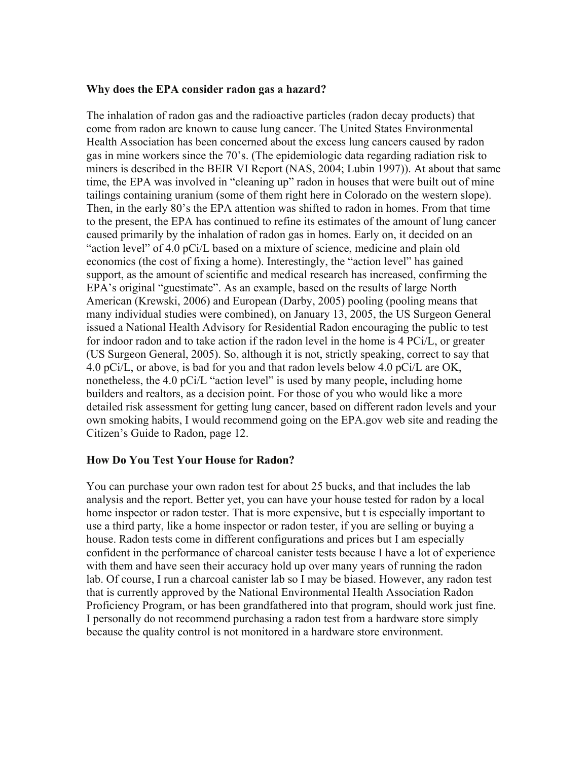**Why does the EPA consider radon gas a hazard?**

The inhalation of radon gas and the radioactive particles (radon decay products) that come from radon are known to cause lung cancer. The United States Environmental Health Association has been concerned about the excess lung cancers caused by radon gas in mine workers since the 70's. (The epidemiologic data regarding radiation risk to miners is described in the BEIR VI Report (NAS, 2004; Lubin 1997)). At about that same time, the EPA was involved in "cleaning up" radon in houses that were built out of mine tailings containing uranium (some of them right here in Colorado on the western slope). Then, in the early 80's the EPA attention was shifted to radon in homes. From that time to the present, the EPA has continued to refine its estimates of the amount of lung cancer caused primarily by the inhalation of radon gas in homes. Early on, it decided on an "action level" of 4.0 pCi/L based on a mixture of science, medicine and plain old economics (the cost of fixing a home). Interestingly, the "action level" has gained support, as the amount of scientific and medical research has increased, confirming the EPA's original "guestimate". As an example, based on the results of large North American (Krewski, 2006) and European (Darby, 2005) pooling (pooling means that many individual studies were combined), on January 13, 2005, the US Surgeon General issued a National Health Advisory for Residential Radon encouraging the public to test for indoor radon and to take action if the radon level in the home is 4 PCi/L, or greater (US Surgeon General, 2005). So, although it is not, strictly speaking, correct to say that 4.0 pCi/L, or above, is bad for you and that radon levels below 4.0 pCi/L are OK, nonetheless, the 4.0 pCi/L "action level" is used by many people, including home builders and realtors, as a decision point. For those of you who would like a more detailed risk assessment for getting lung cancer, based on different radon levels and your own smoking habits, I would recommend going on the EPA.gov web site and reading the Citizen's Guide to Radon, page 12.

**How Do You Test Your House for Radon?**

You can purchase your own radon test for about 25 bucks, and that includes the lab analysis and the report. Better yet, you can have your house tested for radon by a local home inspector or radon tester. That is more expensive, but t is especially important to use a third party, like a home inspector or radon tester, if you are selling or buying a house. Radon tests come in different configurations and prices but I am especially confident in the performance of charcoal canister tests because I have a lot of experience with them and have seen their accuracy hold up over many years of running the radon lab. Of course, I run a charcoal canister lab so I may be biased. However, any radon test that is currently approved by the National Environmental Health Association Radon Proficiency Program, or has been grandfathered into that program, should work just fine. I personally do not recommend purchasing a radon test from a hardware store simply because the quality control is not monitored in a hardware store environment.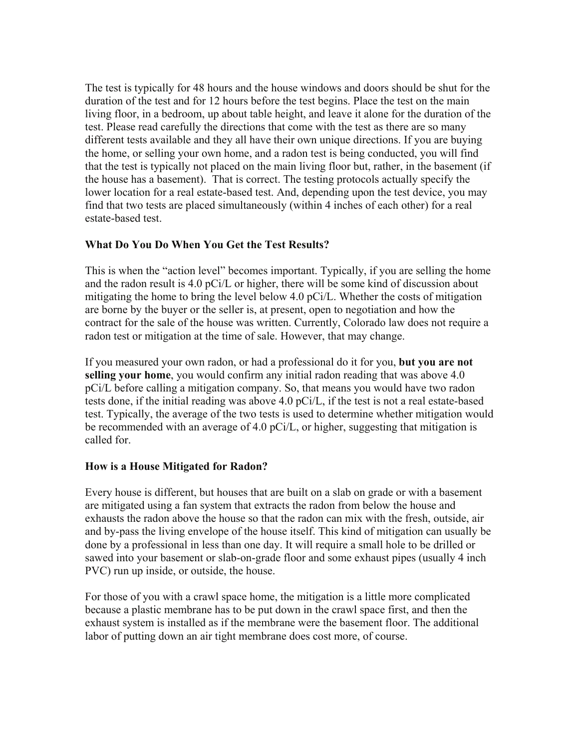The test is typically for 48 hours and the house windows and doors should be shut for the duration of the test and for 12 hours before the test begins. Place the test on the main living floor, in a bedroom, up about table height, and leave it alone for the duration of the test. Please read carefully the directions that come with the test as there are so many different tests available and they all have their own unique directions. If you are buying the home, or selling your own home, and a radon test is being conducted, you will find that the test is typically not placed on the main living floor but, rather, in the basement (if the house has a basement). That is correct. The testing protocols actually specify the lower location for a real estate-based test. And, depending upon the test device, you may find that two tests are placed simultaneously (within 4 inches of each other) for a real estate-based test.

**What Do You Do When You Get the Test Results?**

This is when the "action level" becomes important. Typically, if you are selling the home and the radon result is 4.0 pCi/L or higher, there will be some kind of discussion about mitigating the home to bring the level below 4.0 pCi/L. Whether the costs of mitigation are borne by the buyer or the seller is, at present, open to negotiation and how the contract for the sale of the house was written. Currently, Colorado law does not require a radon test or mitigation at the time of sale. However, that may change.

If you measured your own radon, or had a professional do it for you, **but you are not selling your home**, you would confirm any initial radon reading that was above 4.0 pCi/L before calling a mitigation company. So, that means you would have two radon tests done, if the initial reading was above 4.0 pCi/L, if the test is not a real estate-based test. Typically, the average of the two tests is used to determine whether mitigation would be recommended with an average of 4.0 pCi/L, or higher, suggesting that mitigation is called for.

**How is a House Mitigated for Radon?**

Every house is different, but houses that are built on a slab on grade or with a basement are mitigated using a fan system that extracts the radon from below the house and exhausts the radon above the house so that the radon can mix with the fresh, outside, air and by-pass the living envelope of the house itself. This kind of mitigation can usually be done by a professional in less than one day. It will require a small hole to be drilled or sawed into your basement or slab-on-grade floor and some exhaust pipes (usually 4 inch PVC) run up inside, or outside, the house.

For those of you with a crawl space home, the mitigation is a little more complicated because a plastic membrane has to be put down in the crawl space first, and then the exhaust system is installed as if the membrane were the basement floor. The additional labor of putting down an air tight membrane does cost more, of course.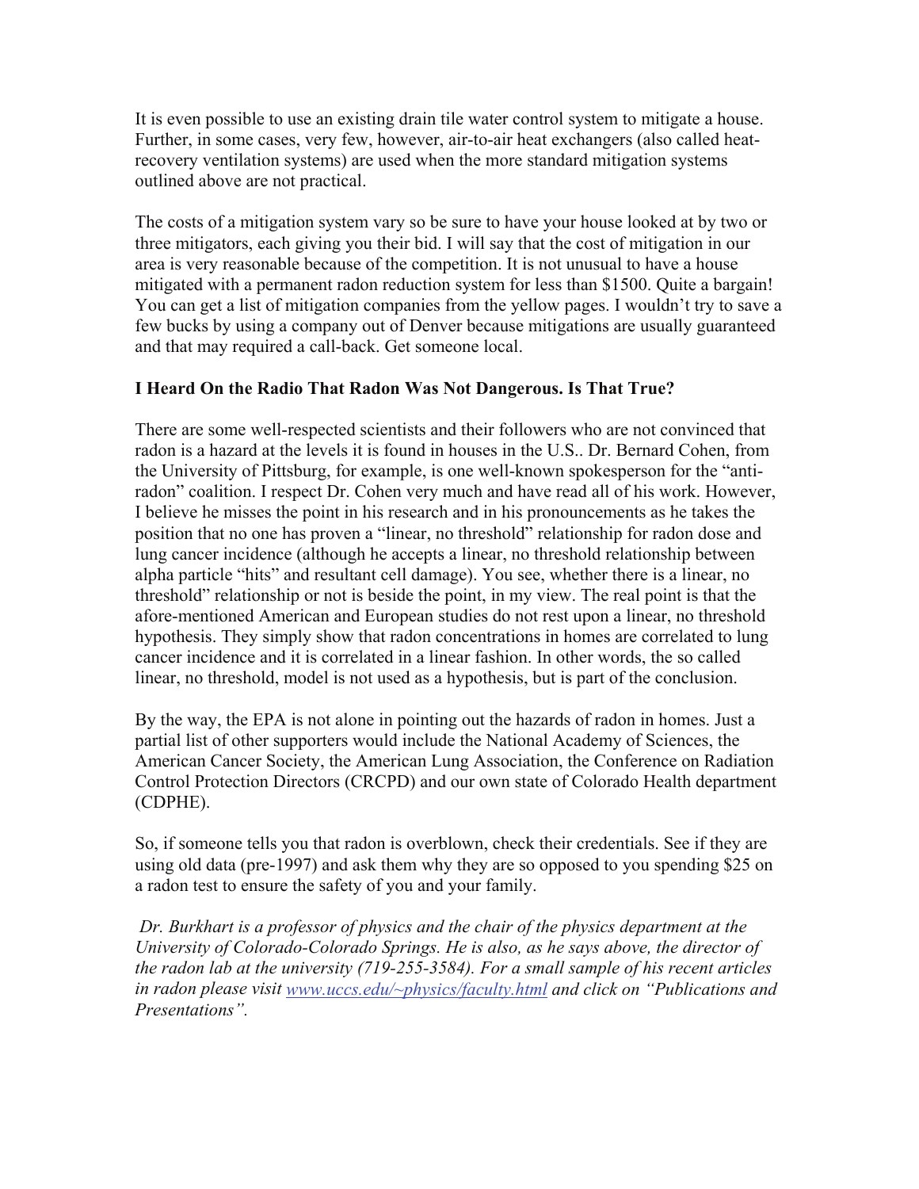It is even possible to use an existing drain tile water control system to mitigate a house. Further, in some cases, very few, however, air-to-air heat exchangers (also called heat-recovery ventilation systems) are used when the more standard mitigation systems outlined above are not practical.

The costs of a mitigation system vary so be sure to have your house looked at by two or three mitigators, each giving you their bid. I will say that the cost of mitigation in our area is very reasonable because of the competition. It is not unusual to have a house mitigated with a permanent radon reduction system for less than $1500. Quite a bargain! You can get a list of mitigation companies from the yellow pages. I wouldn't try to save a few bucks by using a company out of Denver because mitigations are usually guaranteed and that may required a call-back. Get someone local.

**I Heard On the Radio That Radon Was Not Dangerous. Is That True?**

There are some well-respected scientists and their followers who are not convinced that radon is a hazard at the levels it is found in houses in the U.S.. Dr. Bernard Cohen, from the University of Pittsburg, for example, is one well-known spokesperson for the "anti-radon" coalition. I respect Dr. Cohen very much and have read all of his work. However, I believe he misses the point in his research and in his pronouncements as he takes the position that no one has proven a "linear, no threshold" relationship for radon dose and lung cancer incidence (although he accepts a linear, no threshold relationship between alpha particle "hits" and resultant cell damage). You see, whether there is a linear, no threshold" relationship or not is beside the point, in my view. The real point is that the afore-mentioned American and European studies do not rest upon a linear, no threshold hypothesis. They simply show that radon concentrations in homes are correlated to lung cancer incidence and it is correlated in a linear fashion. In other words, the so called linear, no threshold, model is not used as a hypothesis, but is part of the conclusion.

By the way, the EPA is not alone in pointing out the hazards of radon in homes. Just a partial list of other supporters would include the National Academy of Sciences, the American Cancer Society, the American Lung Association, the Conference on Radiation Control Protection Directors (CRCPD) and our own state of Colorado Health department (CDPHE).

So, if someone tells you that radon is overblown, check their credentials. See if they are using old data (pre-1997) and ask them why they are so opposed to you spending $25 on a radon test to ensure the safety of you and your family.

*Dr. Burkhart is a professor of physics and the chair of the physics department at the University of Colorado-Colorado Springs. He is also, as he says above, the director of the radon lab at the university (719-255-3584). For a small sample of his recent articles in radon please visit [www.uccs.edu/~physics/faculty.html](www.uccs.edu/~physics/faculty.html) and click on "Publications and Presentations".*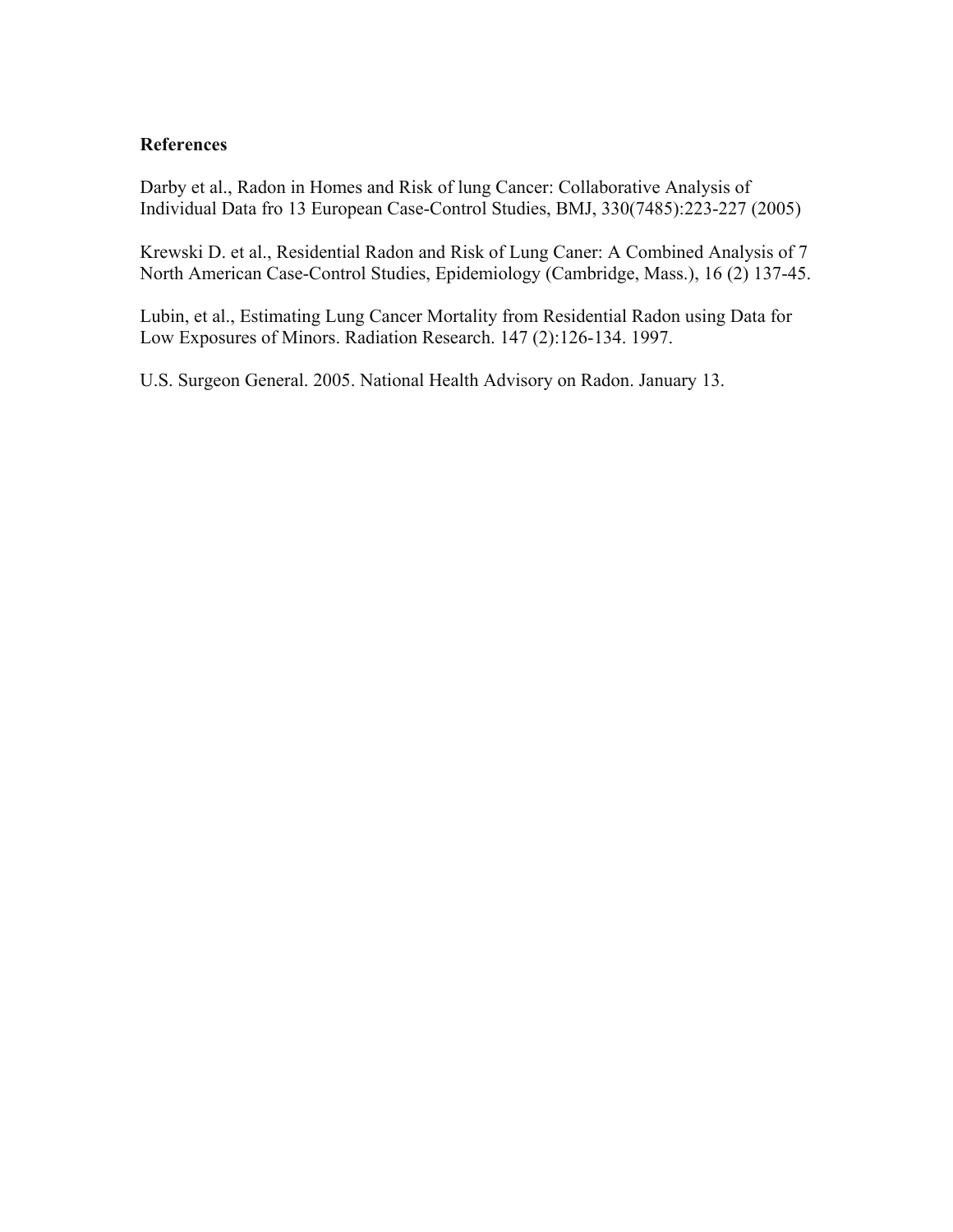**References**

Darby et al., Radon in Homes and Risk of lung Cancer: Collaborative Analysis of Individual Data fro 13 European Case-Control Studies, BMJ, 330(7485):223-227 (2005)

Krewski D. et al., Residential Radon and Risk of Lung Caner: A Combined Analysis of 7 North American Case-Control Studies, Epidemiology (Cambridge, Mass.), 16 (2) 137-45.

Lubin, et al., Estimating Lung Cancer Mortality from Residential Radon using Data for Low Exposures of Minors. Radiation Research. 147 (2):126-134. 1997.

U.S. Surgeon General. 2005. National Health Advisory on Radon. January 13.